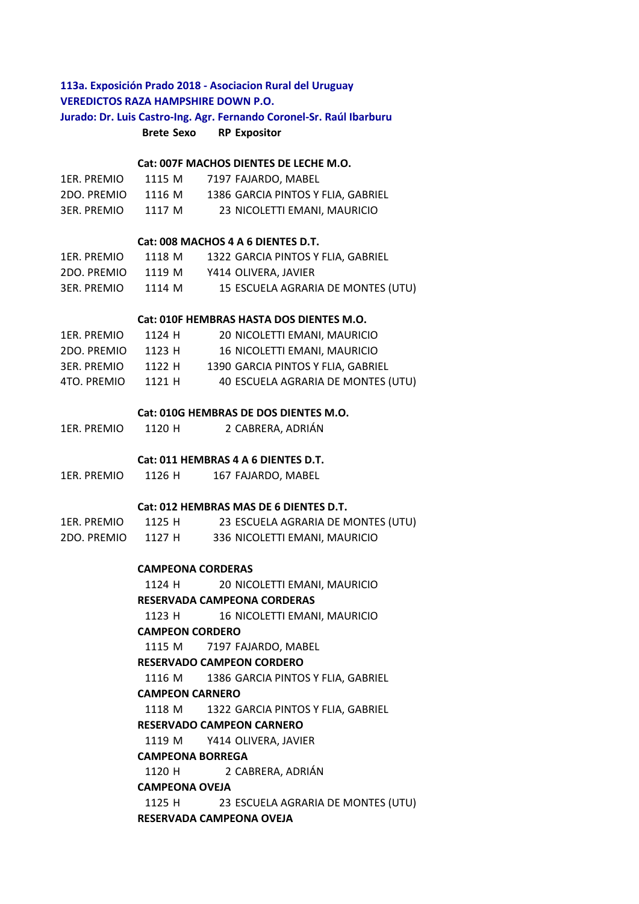**113a. Exposición Prado 2018 - Asociacion Rural del Uruguay**

**VEREDICTOS RAZA HAMPSHIRE DOWN P.O.**

**Jurado: Dr. Luis Castro-Ing. Agr. Fernando Coronel-Sr. Raúl Ibarburu**

| | Brete | Sexo | RP | Expositor |
|---|---|---|---|---|
| | | | | **Cat: 007F MACHOS DIENTES DE LECHE M.O.** |
| 1ER. PREMIO | 1115 | M | 7197 | FAJARDO, MABEL |
| 2DO. PREMIO | 1116 | M | 1386 | GARCIA PINTOS Y FLIA, GABRIEL |
| 3ER. PREMIO | 1117 | M | 23 | NICOLETTI EMANI, MAURICIO |
| | | | | **Cat: 008 MACHOS 4 A 6 DIENTES D.T.** |
| 1ER. PREMIO | 1118 | M | 1322 | GARCIA PINTOS Y FLIA, GABRIEL |
| 2DO. PREMIO | 1119 | M | Y414 | OLIVERA, JAVIER |
| 3ER. PREMIO | 1114 | M | 15 | ESCUELA AGRARIA DE MONTES (UTU) |
| | | | | **Cat: 010F HEMBRAS HASTA DOS DIENTES M.O.** |
| 1ER. PREMIO | 1124 | H | 20 | NICOLETTI EMANI, MAURICIO |
| 2DO. PREMIO | 1123 | H | 16 | NICOLETTI EMANI, MAURICIO |
| 3ER. PREMIO | 1122 | H | 1390 | GARCIA PINTOS Y FLIA, GABRIEL |
| 4TO. PREMIO | 1121 | H | 40 | ESCUELA AGRARIA DE MONTES (UTU) |
| | | | | **Cat: 010G HEMBRAS DE DOS DIENTES M.O.** |
| 1ER. PREMIO | 1120 | H | 2 | CABRERA, ADRIÁN |
| | | | | **Cat: 011 HEMBRAS 4 A 6 DIENTES D.T.** |
| 1ER. PREMIO | 1126 | H | 167 | FAJARDO, MABEL |
| | | | | **Cat: 012 HEMBRAS MAS DE 6 DIENTES D.T.** |
| 1ER. PREMIO | 1125 | H | 23 | ESCUELA AGRARIA DE MONTES (UTU) |
| 2DO. PREMIO | 1127 | H | 336 | NICOLETTI EMANI, MAURICIO |

**CAMPEONA CORDERAS**

| Brete | Sexo | RP | Expositor |
|---|---|---|---|
| 1124 | H | 20 | NICOLETTI EMANI, MAURICIO |

**RESERVADA CAMPEONA CORDERAS**

| Brete | Sexo | RP | Expositor |
|---|---|---|---|
| 1123 | H | 16 | NICOLETTI EMANI, MAURICIO |

**CAMPEON CORDERO**

| Brete | Sexo | RP | Expositor |
|---|---|---|---|
| 1115 | M | 7197 | FAJARDO, MABEL |

**RESERVADO CAMPEON CORDERO**

| Brete | Sexo | RP | Expositor |
|---|---|---|---|
| 1116 | M | 1386 | GARCIA PINTOS Y FLIA, GABRIEL |

**CAMPEON CARNERO**

| Brete | Sexo | RP | Expositor |
|---|---|---|---|
| 1118 | M | 1322 | GARCIA PINTOS Y FLIA, GABRIEL |

**RESERVADO CAMPEON CARNERO**

| Brete | Sexo | RP | Expositor |
|---|---|---|---|
| 1119 | M | Y414 | OLIVERA, JAVIER |

**CAMPEONA BORREGA**

| Brete | Sexo | RP | Expositor |
|---|---|---|---|
| 1120 | H | 2 | CABRERA, ADRIÁN |

**CAMPEONA OVEJA**

| Brete | Sexo | RP | Expositor |
|---|---|---|---|
| 1125 | H | 23 | ESCUELA AGRARIA DE MONTES (UTU) |

**RESERVADA CAMPEONA OVEJA**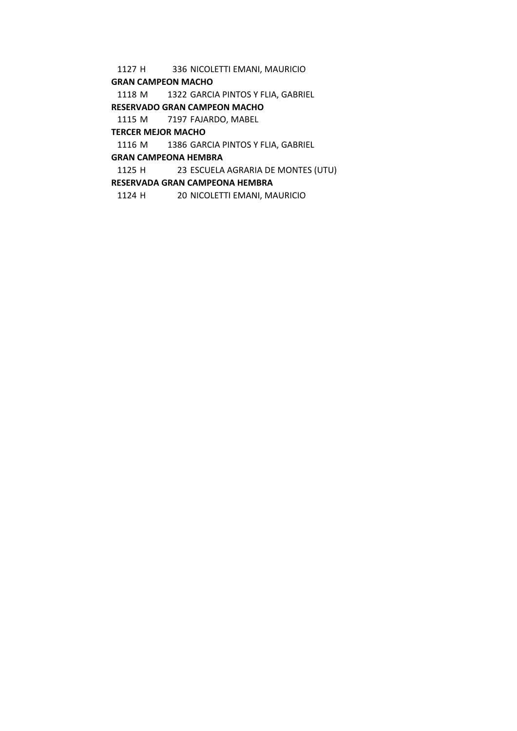1127 H 336 NICOLETTI EMANI, MAURICIO

**GRAN CAMPEON MACHO**

1118 M 1322 GARCIA PINTOS Y FLIA, GABRIEL

**RESERVADO GRAN CAMPEON MACHO**

1115 M 7197 FAJARDO, MABEL

**TERCER MEJOR MACHO**

1116 M 1386 GARCIA PINTOS Y FLIA, GABRIEL

**GRAN CAMPEONA HEMBRA**

1125 H 23 ESCUELA AGRARIA DE MONTES (UTU)

**RESERVADA GRAN CAMPEONA HEMBRA**

1124 H 20 NICOLETTI EMANI, MAURICIO